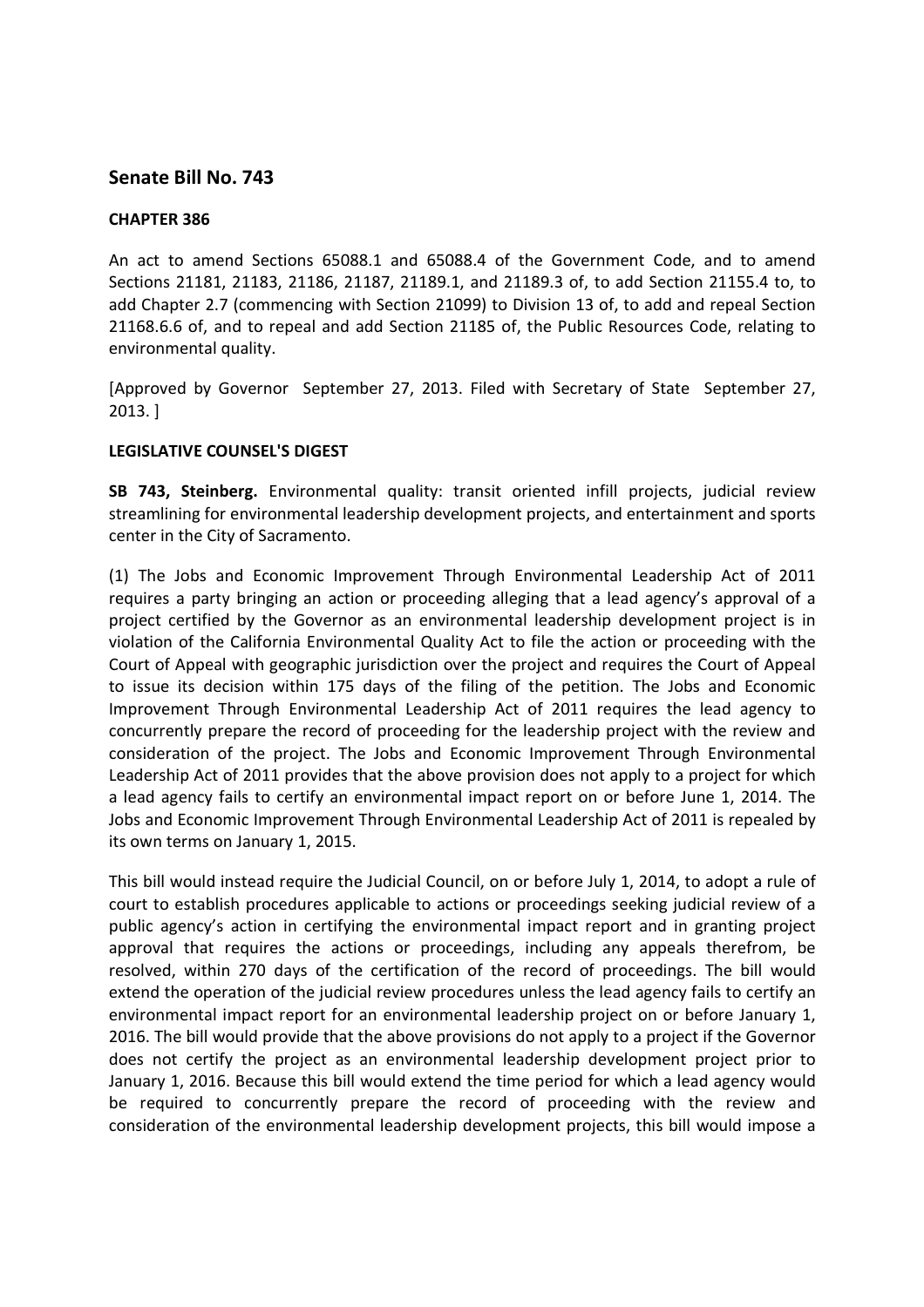## Senate Bill No. 743

**CHAPTER 386**

An act to amend Sections 65088.1 and 65088.4 of the Government Code, and to amend Sections 21181, 21183, 21186, 21187, 21189.1, and 21189.3 of, to add Section 21155.4 to, to add Chapter 2.7 (commencing with Section 21099) to Division 13 of, to add and repeal Section 21168.6.6 of, and to repeal and add Section 21185 of, the Public Resources Code, relating to environmental quality.

[Approved by Governor September 27, 2013. Filed with Secretary of State September 27, 2013. ]

**LEGISLATIVE COUNSEL'S DIGEST**

**SB 743, Steinberg.** Environmental quality: transit oriented infill projects, judicial review streamlining for environmental leadership development projects, and entertainment and sports center in the City of Sacramento.

(1) The Jobs and Economic Improvement Through Environmental Leadership Act of 2011 requires a party bringing an action or proceeding alleging that a lead agency's approval of a project certified by the Governor as an environmental leadership development project is in violation of the California Environmental Quality Act to file the action or proceeding with the Court of Appeal with geographic jurisdiction over the project and requires the Court of Appeal to issue its decision within 175 days of the filing of the petition. The Jobs and Economic Improvement Through Environmental Leadership Act of 2011 requires the lead agency to concurrently prepare the record of proceeding for the leadership project with the review and consideration of the project. The Jobs and Economic Improvement Through Environmental Leadership Act of 2011 provides that the above provision does not apply to a project for which a lead agency fails to certify an environmental impact report on or before June 1, 2014. The Jobs and Economic Improvement Through Environmental Leadership Act of 2011 is repealed by its own terms on January 1, 2015.

This bill would instead require the Judicial Council, on or before July 1, 2014, to adopt a rule of court to establish procedures applicable to actions or proceedings seeking judicial review of a public agency's action in certifying the environmental impact report and in granting project approval that requires the actions or proceedings, including any appeals therefrom, be resolved, within 270 days of the certification of the record of proceedings. The bill would extend the operation of the judicial review procedures unless the lead agency fails to certify an environmental impact report for an environmental leadership project on or before January 1, 2016. The bill would provide that the above provisions do not apply to a project if the Governor does not certify the project as an environmental leadership development project prior to January 1, 2016. Because this bill would extend the time period for which a lead agency would be required to concurrently prepare the record of proceeding with the review and consideration of the environmental leadership development projects, this bill would impose a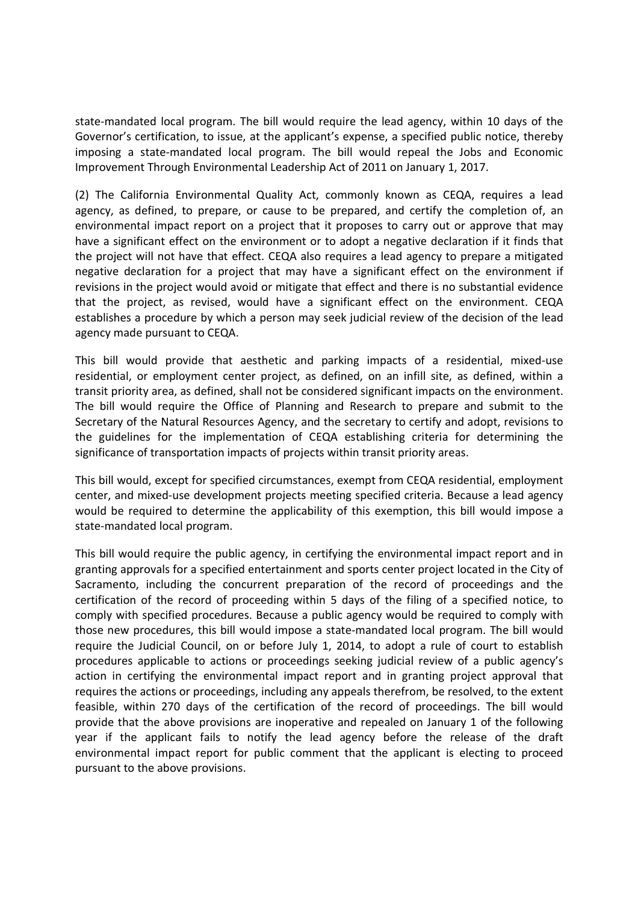state-mandated local program. The bill would require the lead agency, within 10 days of the Governor's certification, to issue, at the applicant's expense, a specified public notice, thereby imposing a state-mandated local program. The bill would repeal the Jobs and Economic Improvement Through Environmental Leadership Act of 2011 on January 1, 2017.

(2) The California Environmental Quality Act, commonly known as CEQA, requires a lead agency, as defined, to prepare, or cause to be prepared, and certify the completion of, an environmental impact report on a project that it proposes to carry out or approve that may have a significant effect on the environment or to adopt a negative declaration if it finds that the project will not have that effect. CEQA also requires a lead agency to prepare a mitigated negative declaration for a project that may have a significant effect on the environment if revisions in the project would avoid or mitigate that effect and there is no substantial evidence that the project, as revised, would have a significant effect on the environment. CEQA establishes a procedure by which a person may seek judicial review of the decision of the lead agency made pursuant to CEQA.

This bill would provide that aesthetic and parking impacts of a residential, mixed-use residential, or employment center project, as defined, on an infill site, as defined, within a transit priority area, as defined, shall not be considered significant impacts on the environment. The bill would require the Office of Planning and Research to prepare and submit to the Secretary of the Natural Resources Agency, and the secretary to certify and adopt, revisions to the guidelines for the implementation of CEQA establishing criteria for determining the significance of transportation impacts of projects within transit priority areas.

This bill would, except for specified circumstances, exempt from CEQA residential, employment center, and mixed-use development projects meeting specified criteria. Because a lead agency would be required to determine the applicability of this exemption, this bill would impose a state-mandated local program.

This bill would require the public agency, in certifying the environmental impact report and in granting approvals for a specified entertainment and sports center project located in the City of Sacramento, including the concurrent preparation of the record of proceedings and the certification of the record of proceeding within 5 days of the filing of a specified notice, to comply with specified procedures. Because a public agency would be required to comply with those new procedures, this bill would impose a state-mandated local program. The bill would require the Judicial Council, on or before July 1, 2014, to adopt a rule of court to establish procedures applicable to actions or proceedings seeking judicial review of a public agency's action in certifying the environmental impact report and in granting project approval that requires the actions or proceedings, including any appeals therefrom, be resolved, to the extent feasible, within 270 days of the certification of the record of proceedings. The bill would provide that the above provisions are inoperative and repealed on January 1 of the following year if the applicant fails to notify the lead agency before the release of the draft environmental impact report for public comment that the applicant is electing to proceed pursuant to the above provisions.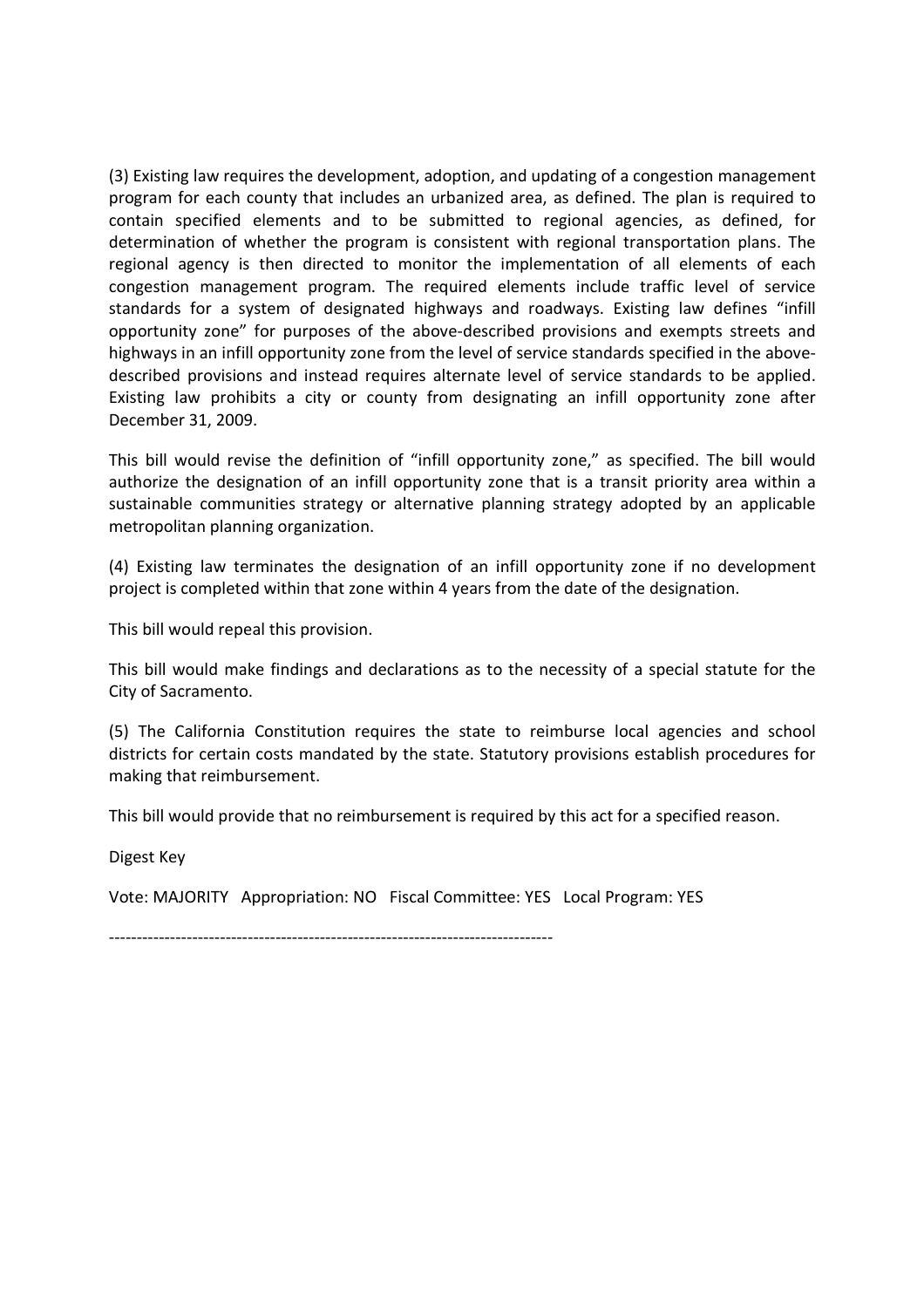(3) Existing law requires the development, adoption, and updating of a congestion management program for each county that includes an urbanized area, as defined. The plan is required to contain specified elements and to be submitted to regional agencies, as defined, for determination of whether the program is consistent with regional transportation plans. The regional agency is then directed to monitor the implementation of all elements of each congestion management program. The required elements include traffic level of service standards for a system of designated highways and roadways. Existing law defines "infill opportunity zone" for purposes of the above-described provisions and exempts streets and highways in an infill opportunity zone from the level of service standards specified in the above-described provisions and instead requires alternate level of service standards to be applied. Existing law prohibits a city or county from designating an infill opportunity zone after December 31, 2009.

This bill would revise the definition of "infill opportunity zone," as specified. The bill would authorize the designation of an infill opportunity zone that is a transit priority area within a sustainable communities strategy or alternative planning strategy adopted by an applicable metropolitan planning organization.

(4) Existing law terminates the designation of an infill opportunity zone if no development project is completed within that zone within 4 years from the date of the designation.

This bill would repeal this provision.

This bill would make findings and declarations as to the necessity of a special statute for the City of Sacramento.

(5) The California Constitution requires the state to reimburse local agencies and school districts for certain costs mandated by the state. Statutory provisions establish procedures for making that reimbursement.

This bill would provide that no reimbursement is required by this act for a specified reason.

Digest Key

Vote: MAJORITY   Appropriation: NO   Fiscal Committee: YES   Local Program: YES

--------------------------------------------------------------------------------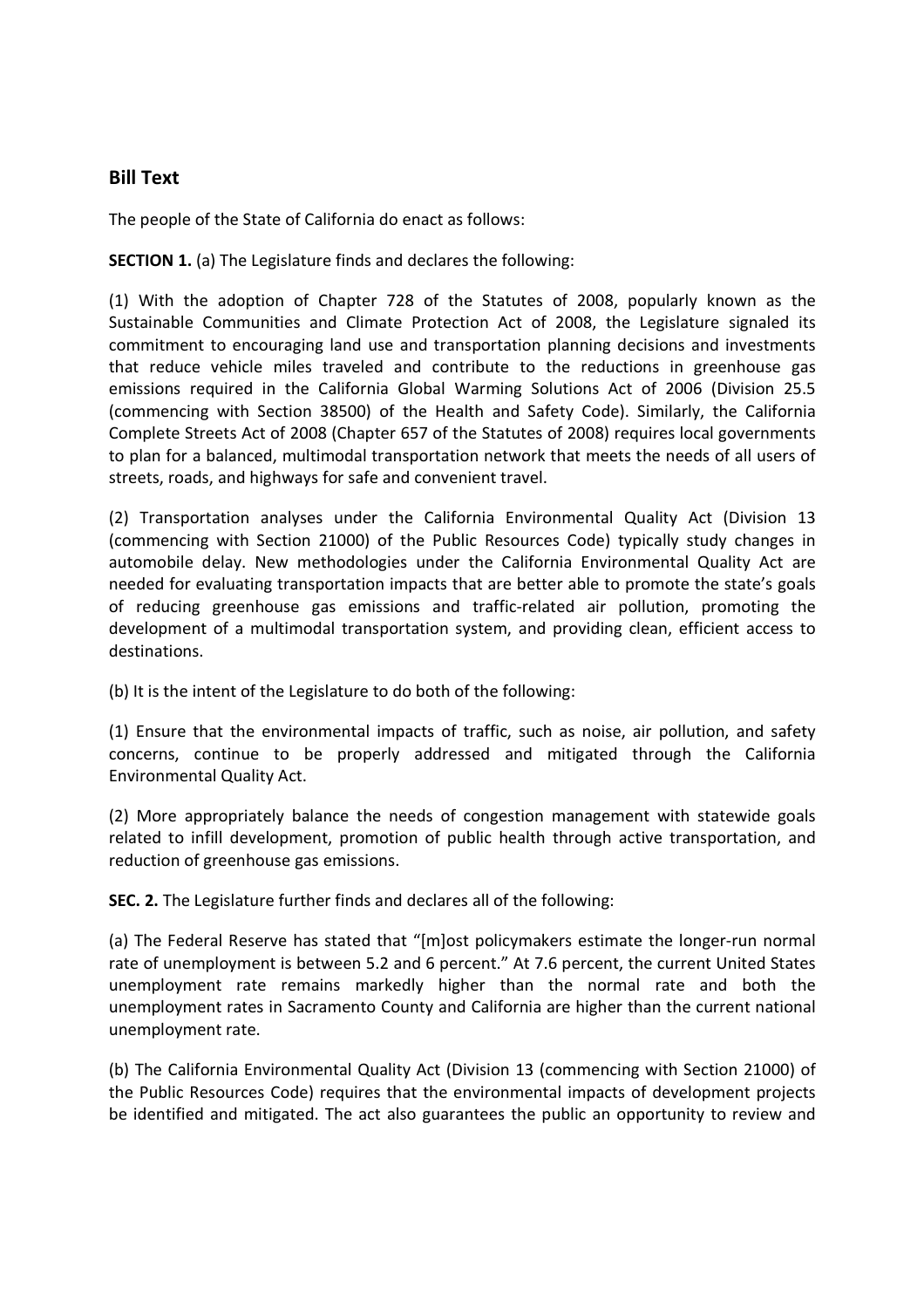## Bill Text

The people of the State of California do enact as follows:

**SECTION 1.** (a) The Legislature finds and declares the following:

(1) With the adoption of Chapter 728 of the Statutes of 2008, popularly known as the Sustainable Communities and Climate Protection Act of 2008, the Legislature signaled its commitment to encouraging land use and transportation planning decisions and investments that reduce vehicle miles traveled and contribute to the reductions in greenhouse gas emissions required in the California Global Warming Solutions Act of 2006 (Division 25.5 (commencing with Section 38500) of the Health and Safety Code). Similarly, the California Complete Streets Act of 2008 (Chapter 657 of the Statutes of 2008) requires local governments to plan for a balanced, multimodal transportation network that meets the needs of all users of streets, roads, and highways for safe and convenient travel.

(2) Transportation analyses under the California Environmental Quality Act (Division 13 (commencing with Section 21000) of the Public Resources Code) typically study changes in automobile delay. New methodologies under the California Environmental Quality Act are needed for evaluating transportation impacts that are better able to promote the state's goals of reducing greenhouse gas emissions and traffic-related air pollution, promoting the development of a multimodal transportation system, and providing clean, efficient access to destinations.

(b) It is the intent of the Legislature to do both of the following:

(1) Ensure that the environmental impacts of traffic, such as noise, air pollution, and safety concerns, continue to be properly addressed and mitigated through the California Environmental Quality Act.

(2) More appropriately balance the needs of congestion management with statewide goals related to infill development, promotion of public health through active transportation, and reduction of greenhouse gas emissions.

**SEC. 2.** The Legislature further finds and declares all of the following:

(a) The Federal Reserve has stated that "[m]ost policymakers estimate the longer-run normal rate of unemployment is between 5.2 and 6 percent." At 7.6 percent, the current United States unemployment rate remains markedly higher than the normal rate and both the unemployment rates in Sacramento County and California are higher than the current national unemployment rate.

(b) The California Environmental Quality Act (Division 13 (commencing with Section 21000) of the Public Resources Code) requires that the environmental impacts of development projects be identified and mitigated. The act also guarantees the public an opportunity to review and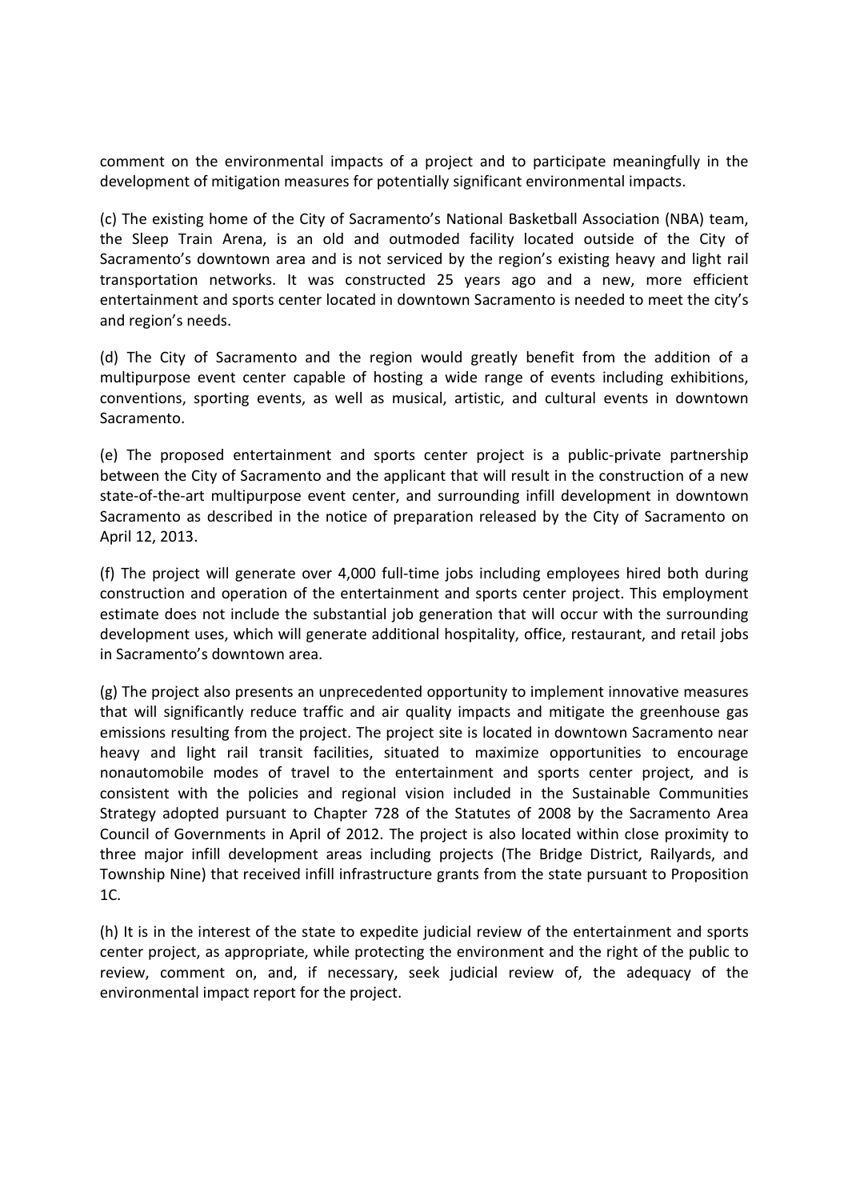comment on the environmental impacts of a project and to participate meaningfully in the development of mitigation measures for potentially significant environmental impacts.

(c) The existing home of the City of Sacramento's National Basketball Association (NBA) team, the Sleep Train Arena, is an old and outmoded facility located outside of the City of Sacramento's downtown area and is not serviced by the region's existing heavy and light rail transportation networks. It was constructed 25 years ago and a new, more efficient entertainment and sports center located in downtown Sacramento is needed to meet the city's and region's needs.

(d) The City of Sacramento and the region would greatly benefit from the addition of a multipurpose event center capable of hosting a wide range of events including exhibitions, conventions, sporting events, as well as musical, artistic, and cultural events in downtown Sacramento.

(e) The proposed entertainment and sports center project is a public-private partnership between the City of Sacramento and the applicant that will result in the construction of a new state-of-the-art multipurpose event center, and surrounding infill development in downtown Sacramento as described in the notice of preparation released by the City of Sacramento on April 12, 2013.

(f) The project will generate over 4,000 full-time jobs including employees hired both during construction and operation of the entertainment and sports center project. This employment estimate does not include the substantial job generation that will occur with the surrounding development uses, which will generate additional hospitality, office, restaurant, and retail jobs in Sacramento's downtown area.

(g) The project also presents an unprecedented opportunity to implement innovative measures that will significantly reduce traffic and air quality impacts and mitigate the greenhouse gas emissions resulting from the project. The project site is located in downtown Sacramento near heavy and light rail transit facilities, situated to maximize opportunities to encourage nonautomobile modes of travel to the entertainment and sports center project, and is consistent with the policies and regional vision included in the Sustainable Communities Strategy adopted pursuant to Chapter 728 of the Statutes of 2008 by the Sacramento Area Council of Governments in April of 2012. The project is also located within close proximity to three major infill development areas including projects (The Bridge District, Railyards, and Township Nine) that received infill infrastructure grants from the state pursuant to Proposition 1C.

(h) It is in the interest of the state to expedite judicial review of the entertainment and sports center project, as appropriate, while protecting the environment and the right of the public to review, comment on, and, if necessary, seek judicial review of, the adequacy of the environmental impact report for the project.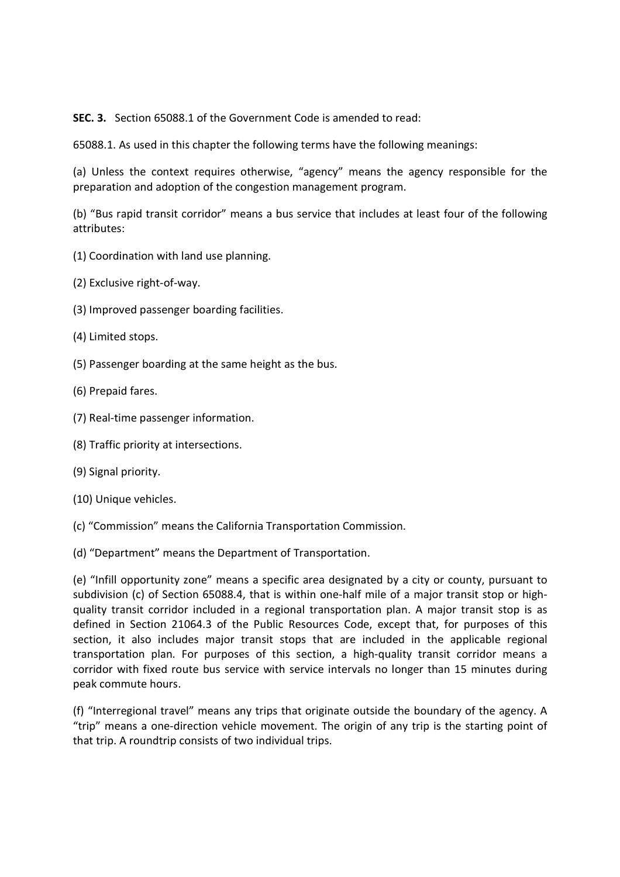**SEC. 3.** Section 65088.1 of the Government Code is amended to read:

65088.1. As used in this chapter the following terms have the following meanings:

(a) Unless the context requires otherwise, "agency" means the agency responsible for the preparation and adoption of the congestion management program.

(b) "Bus rapid transit corridor" means a bus service that includes at least four of the following attributes:

(1) Coordination with land use planning.

(2) Exclusive right-of-way.

(3) Improved passenger boarding facilities.

(4) Limited stops.

(5) Passenger boarding at the same height as the bus.

(6) Prepaid fares.

(7) Real-time passenger information.

(8) Traffic priority at intersections.

(9) Signal priority.

(10) Unique vehicles.

(c) "Commission" means the California Transportation Commission.

(d) "Department" means the Department of Transportation.

(e) "Infill opportunity zone" means a specific area designated by a city or county, pursuant to subdivision (c) of Section 65088.4, that is within one-half mile of a major transit stop or high-quality transit corridor included in a regional transportation plan. A major transit stop is as defined in Section 21064.3 of the Public Resources Code, except that, for purposes of this section, it also includes major transit stops that are included in the applicable regional transportation plan. For purposes of this section, a high-quality transit corridor means a corridor with fixed route bus service with service intervals no longer than 15 minutes during peak commute hours.

(f) "Interregional travel" means any trips that originate outside the boundary of the agency. A "trip" means a one-direction vehicle movement. The origin of any trip is the starting point of that trip. A roundtrip consists of two individual trips.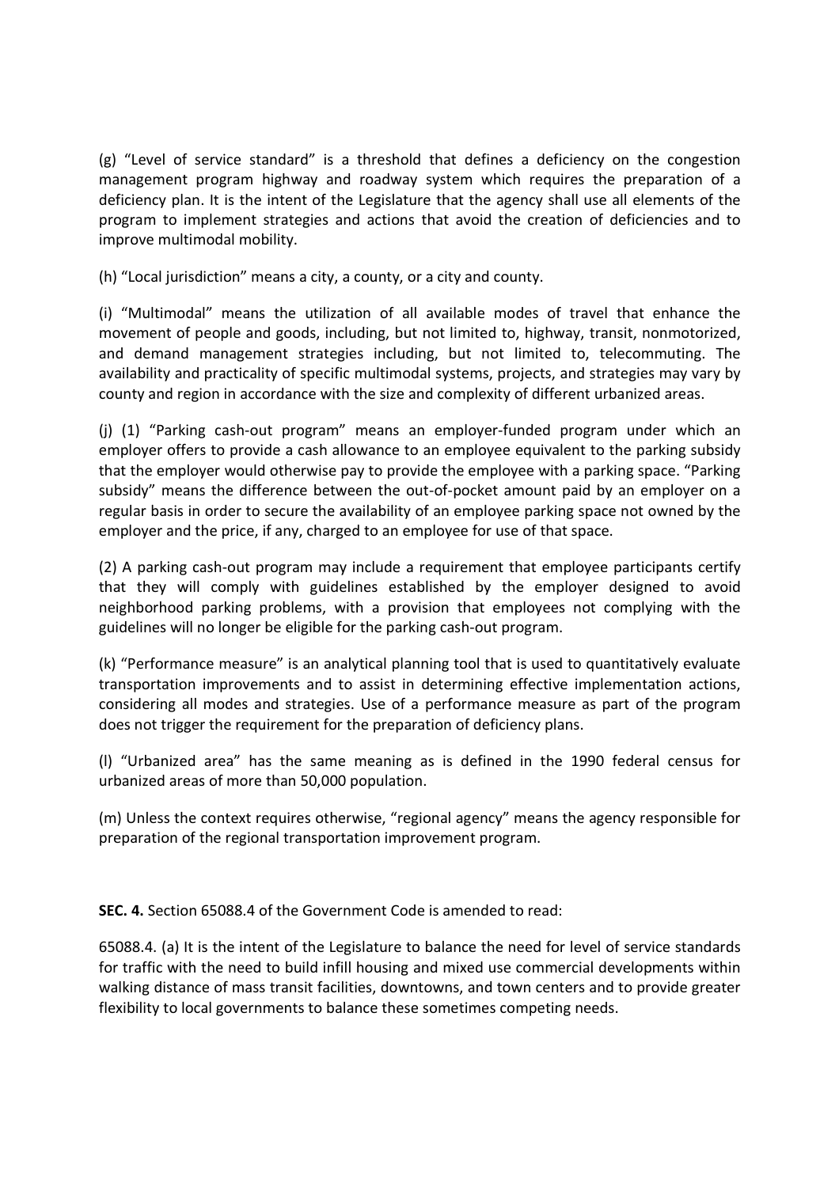(g) “Level of service standard” is a threshold that defines a deficiency on the congestion management program highway and roadway system which requires the preparation of a deficiency plan. It is the intent of the Legislature that the agency shall use all elements of the program to implement strategies and actions that avoid the creation of deficiencies and to improve multimodal mobility.

(h) “Local jurisdiction” means a city, a county, or a city and county.

(i) “Multimodal” means the utilization of all available modes of travel that enhance the movement of people and goods, including, but not limited to, highway, transit, nonmotorized, and demand management strategies including, but not limited to, telecommuting. The availability and practicality of specific multimodal systems, projects, and strategies may vary by county and region in accordance with the size and complexity of different urbanized areas.

(j) (1) “Parking cash-out program” means an employer-funded program under which an employer offers to provide a cash allowance to an employee equivalent to the parking subsidy that the employer would otherwise pay to provide the employee with a parking space. “Parking subsidy” means the difference between the out-of-pocket amount paid by an employer on a regular basis in order to secure the availability of an employee parking space not owned by the employer and the price, if any, charged to an employee for use of that space.

(2) A parking cash-out program may include a requirement that employee participants certify that they will comply with guidelines established by the employer designed to avoid neighborhood parking problems, with a provision that employees not complying with the guidelines will no longer be eligible for the parking cash-out program.

(k) “Performance measure” is an analytical planning tool that is used to quantitatively evaluate transportation improvements and to assist in determining effective implementation actions, considering all modes and strategies. Use of a performance measure as part of the program does not trigger the requirement for the preparation of deficiency plans.

(l) “Urbanized area” has the same meaning as is defined in the 1990 federal census for urbanized areas of more than 50,000 population.

(m) Unless the context requires otherwise, “regional agency” means the agency responsible for preparation of the regional transportation improvement program.

**SEC. 4.** Section 65088.4 of the Government Code is amended to read:

65088.4. (a) It is the intent of the Legislature to balance the need for level of service standards for traffic with the need to build infill housing and mixed use commercial developments within walking distance of mass transit facilities, downtowns, and town centers and to provide greater flexibility to local governments to balance these sometimes competing needs.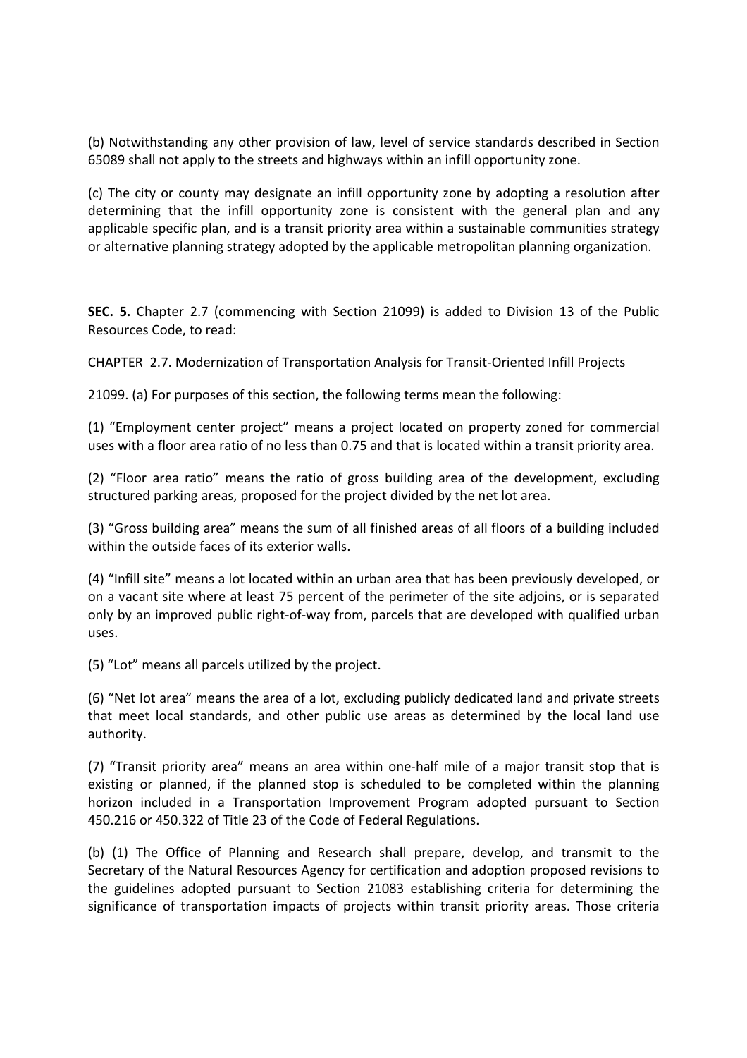(b) Notwithstanding any other provision of law, level of service standards described in Section 65089 shall not apply to the streets and highways within an infill opportunity zone.

(c) The city or county may designate an infill opportunity zone by adopting a resolution after determining that the infill opportunity zone is consistent with the general plan and any applicable specific plan, and is a transit priority area within a sustainable communities strategy or alternative planning strategy adopted by the applicable metropolitan planning organization.

**SEC. 5.** Chapter 2.7 (commencing with Section 21099) is added to Division 13 of the Public Resources Code, to read:

CHAPTER 2.7. Modernization of Transportation Analysis for Transit-Oriented Infill Projects

21099. (a) For purposes of this section, the following terms mean the following:

(1) "Employment center project" means a project located on property zoned for commercial uses with a floor area ratio of no less than 0.75 and that is located within a transit priority area.

(2) "Floor area ratio" means the ratio of gross building area of the development, excluding structured parking areas, proposed for the project divided by the net lot area.

(3) "Gross building area" means the sum of all finished areas of all floors of a building included within the outside faces of its exterior walls.

(4) "Infill site" means a lot located within an urban area that has been previously developed, or on a vacant site where at least 75 percent of the perimeter of the site adjoins, or is separated only by an improved public right-of-way from, parcels that are developed with qualified urban uses.

(5) "Lot" means all parcels utilized by the project.

(6) "Net lot area" means the area of a lot, excluding publicly dedicated land and private streets that meet local standards, and other public use areas as determined by the local land use authority.

(7) "Transit priority area" means an area within one-half mile of a major transit stop that is existing or planned, if the planned stop is scheduled to be completed within the planning horizon included in a Transportation Improvement Program adopted pursuant to Section 450.216 or 450.322 of Title 23 of the Code of Federal Regulations.

(b) (1) The Office of Planning and Research shall prepare, develop, and transmit to the Secretary of the Natural Resources Agency for certification and adoption proposed revisions to the guidelines adopted pursuant to Section 21083 establishing criteria for determining the significance of transportation impacts of projects within transit priority areas. Those criteria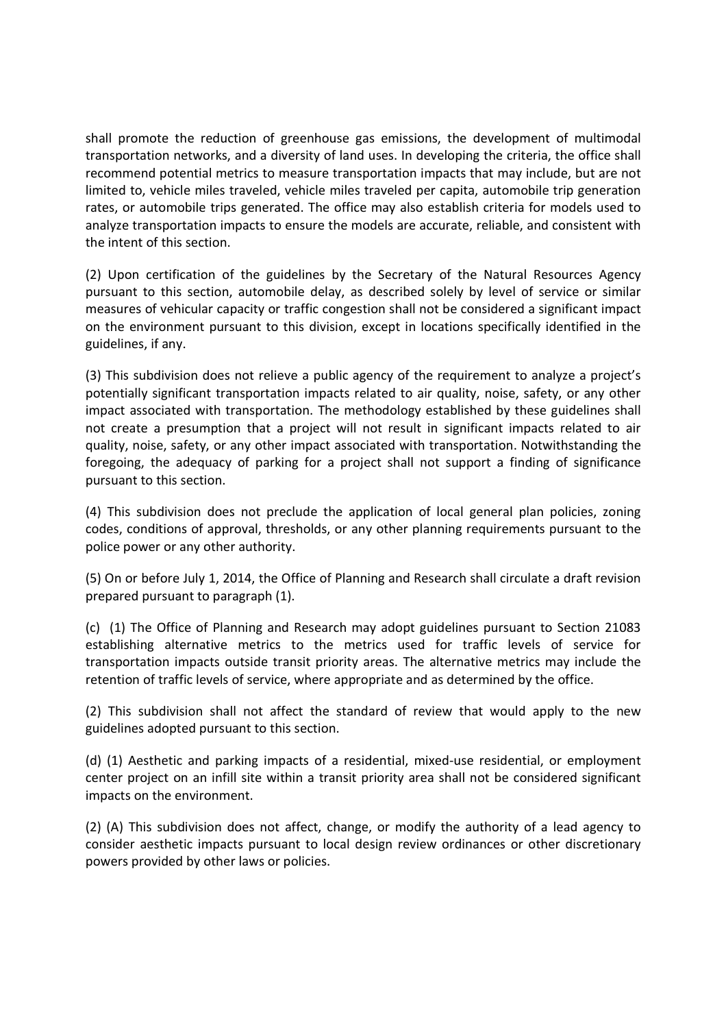shall promote the reduction of greenhouse gas emissions, the development of multimodal transportation networks, and a diversity of land uses. In developing the criteria, the office shall recommend potential metrics to measure transportation impacts that may include, but are not limited to, vehicle miles traveled, vehicle miles traveled per capita, automobile trip generation rates, or automobile trips generated. The office may also establish criteria for models used to analyze transportation impacts to ensure the models are accurate, reliable, and consistent with the intent of this section.

(2) Upon certification of the guidelines by the Secretary of the Natural Resources Agency pursuant to this section, automobile delay, as described solely by level of service or similar measures of vehicular capacity or traffic congestion shall not be considered a significant impact on the environment pursuant to this division, except in locations specifically identified in the guidelines, if any.

(3) This subdivision does not relieve a public agency of the requirement to analyze a project's potentially significant transportation impacts related to air quality, noise, safety, or any other impact associated with transportation. The methodology established by these guidelines shall not create a presumption that a project will not result in significant impacts related to air quality, noise, safety, or any other impact associated with transportation. Notwithstanding the foregoing, the adequacy of parking for a project shall not support a finding of significance pursuant to this section.

(4) This subdivision does not preclude the application of local general plan policies, zoning codes, conditions of approval, thresholds, or any other planning requirements pursuant to the police power or any other authority.

(5) On or before July 1, 2014, the Office of Planning and Research shall circulate a draft revision prepared pursuant to paragraph (1).

(c) (1) The Office of Planning and Research may adopt guidelines pursuant to Section 21083 establishing alternative metrics to the metrics used for traffic levels of service for transportation impacts outside transit priority areas. The alternative metrics may include the retention of traffic levels of service, where appropriate and as determined by the office.

(2) This subdivision shall not affect the standard of review that would apply to the new guidelines adopted pursuant to this section.

(d) (1) Aesthetic and parking impacts of a residential, mixed-use residential, or employment center project on an infill site within a transit priority area shall not be considered significant impacts on the environment.

(2) (A) This subdivision does not affect, change, or modify the authority of a lead agency to consider aesthetic impacts pursuant to local design review ordinances or other discretionary powers provided by other laws or policies.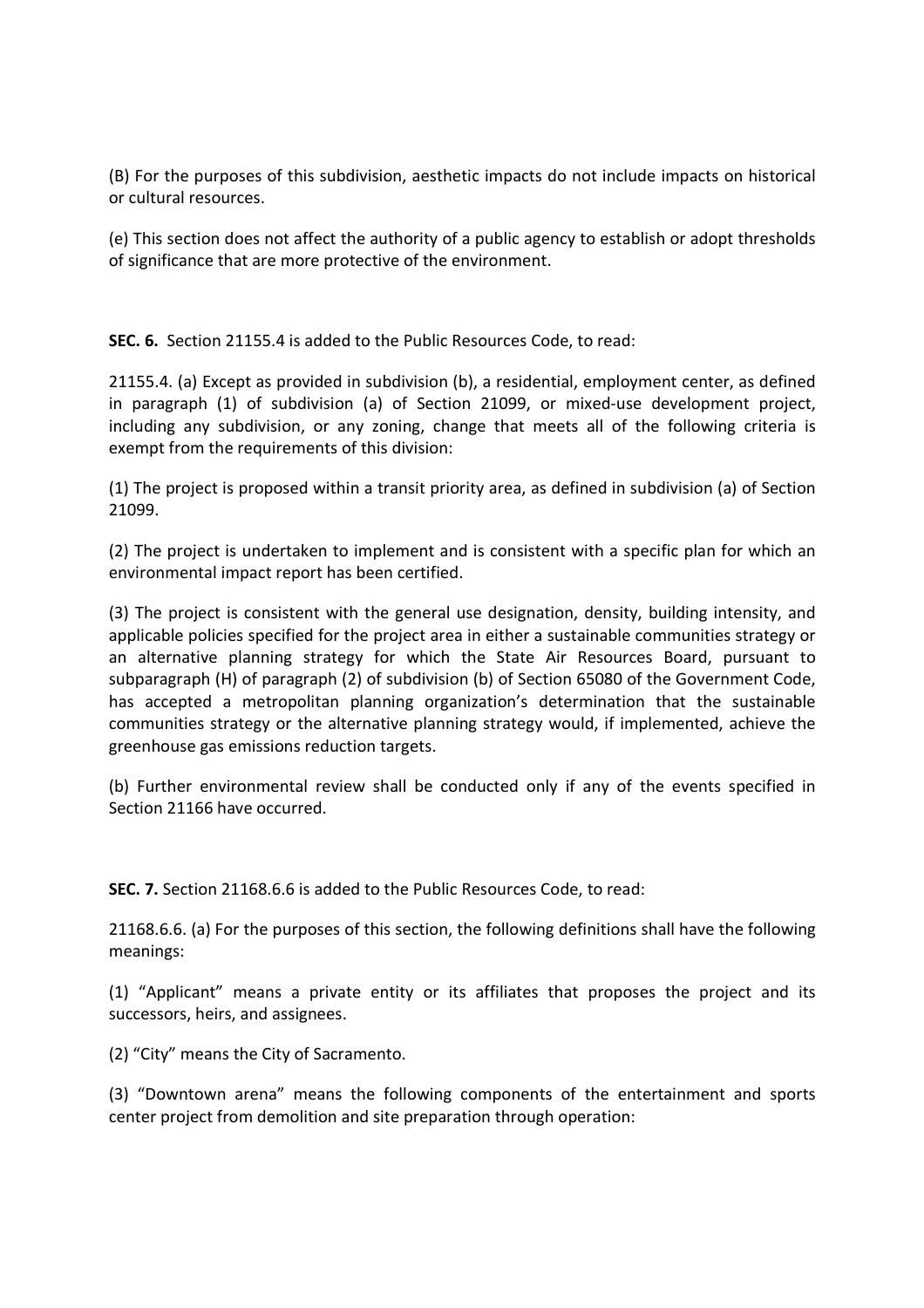(B) For the purposes of this subdivision, aesthetic impacts do not include impacts on historical or cultural resources.

(e) This section does not affect the authority of a public agency to establish or adopt thresholds of significance that are more protective of the environment.

**SEC. 6.** Section 21155.4 is added to the Public Resources Code, to read:

21155.4. (a) Except as provided in subdivision (b), a residential, employment center, as defined in paragraph (1) of subdivision (a) of Section 21099, or mixed-use development project, including any subdivision, or any zoning, change that meets all of the following criteria is exempt from the requirements of this division:

(1) The project is proposed within a transit priority area, as defined in subdivision (a) of Section 21099.

(2) The project is undertaken to implement and is consistent with a specific plan for which an environmental impact report has been certified.

(3) The project is consistent with the general use designation, density, building intensity, and applicable policies specified for the project area in either a sustainable communities strategy or an alternative planning strategy for which the State Air Resources Board, pursuant to subparagraph (H) of paragraph (2) of subdivision (b) of Section 65080 of the Government Code, has accepted a metropolitan planning organization's determination that the sustainable communities strategy or the alternative planning strategy would, if implemented, achieve the greenhouse gas emissions reduction targets.

(b) Further environmental review shall be conducted only if any of the events specified in Section 21166 have occurred.

**SEC. 7.** Section 21168.6.6 is added to the Public Resources Code, to read:

21168.6.6. (a) For the purposes of this section, the following definitions shall have the following meanings:

(1) "Applicant" means a private entity or its affiliates that proposes the project and its successors, heirs, and assignees.

(2) "City" means the City of Sacramento.

(3) "Downtown arena" means the following components of the entertainment and sports center project from demolition and site preparation through operation: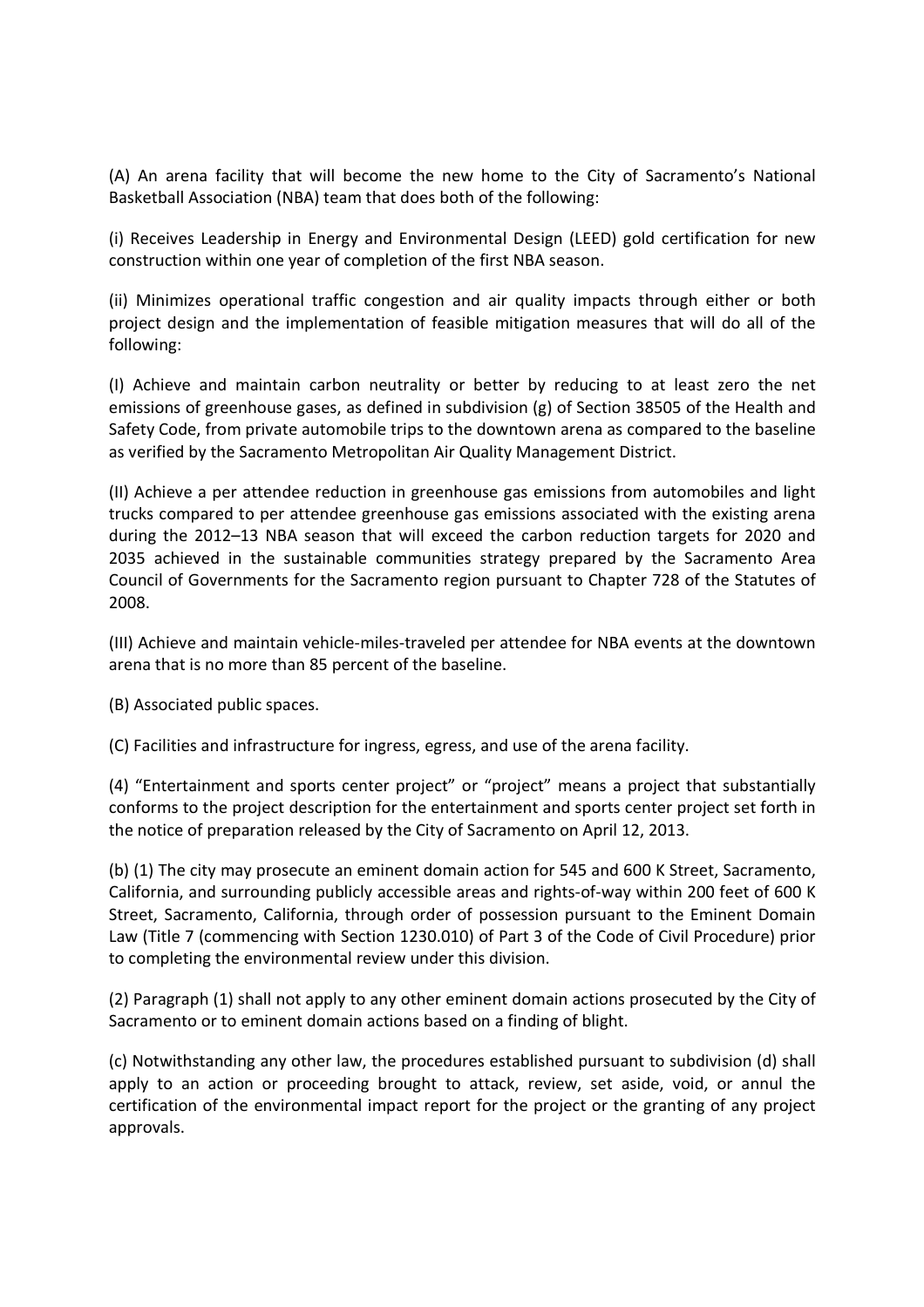(A) An arena facility that will become the new home to the City of Sacramento's National Basketball Association (NBA) team that does both of the following:

(i) Receives Leadership in Energy and Environmental Design (LEED) gold certification for new construction within one year of completion of the first NBA season.

(ii) Minimizes operational traffic congestion and air quality impacts through either or both project design and the implementation of feasible mitigation measures that will do all of the following:

(I) Achieve and maintain carbon neutrality or better by reducing to at least zero the net emissions of greenhouse gases, as defined in subdivision (g) of Section 38505 of the Health and Safety Code, from private automobile trips to the downtown arena as compared to the baseline as verified by the Sacramento Metropolitan Air Quality Management District.

(II) Achieve a per attendee reduction in greenhouse gas emissions from automobiles and light trucks compared to per attendee greenhouse gas emissions associated with the existing arena during the 2012–13 NBA season that will exceed the carbon reduction targets for 2020 and 2035 achieved in the sustainable communities strategy prepared by the Sacramento Area Council of Governments for the Sacramento region pursuant to Chapter 728 of the Statutes of 2008.

(III) Achieve and maintain vehicle-miles-traveled per attendee for NBA events at the downtown arena that is no more than 85 percent of the baseline.

(B) Associated public spaces.

(C) Facilities and infrastructure for ingress, egress, and use of the arena facility.

(4) "Entertainment and sports center project" or "project" means a project that substantially conforms to the project description for the entertainment and sports center project set forth in the notice of preparation released by the City of Sacramento on April 12, 2013.

(b) (1) The city may prosecute an eminent domain action for 545 and 600 K Street, Sacramento, California, and surrounding publicly accessible areas and rights-of-way within 200 feet of 600 K Street, Sacramento, California, through order of possession pursuant to the Eminent Domain Law (Title 7 (commencing with Section 1230.010) of Part 3 of the Code of Civil Procedure) prior to completing the environmental review under this division.

(2) Paragraph (1) shall not apply to any other eminent domain actions prosecuted by the City of Sacramento or to eminent domain actions based on a finding of blight.

(c) Notwithstanding any other law, the procedures established pursuant to subdivision (d) shall apply to an action or proceeding brought to attack, review, set aside, void, or annul the certification of the environmental impact report for the project or the granting of any project approvals.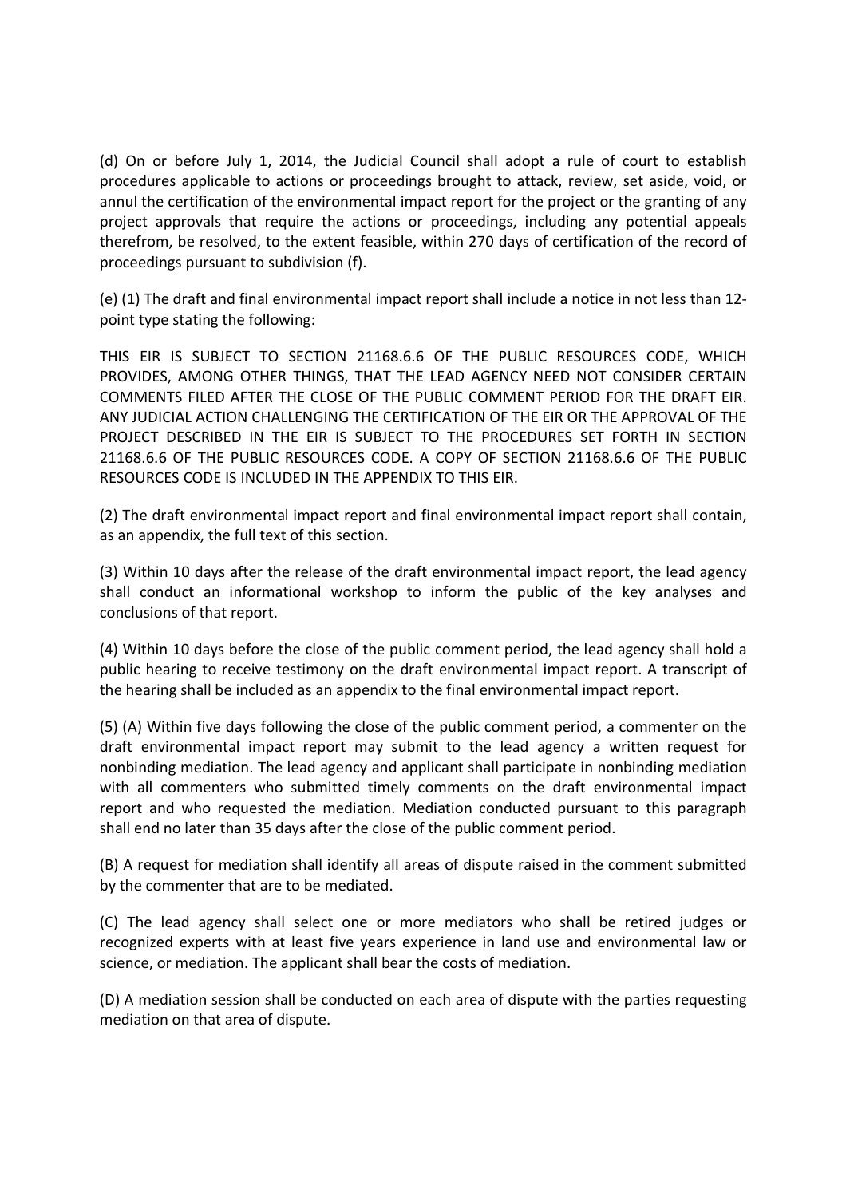(d) On or before July 1, 2014, the Judicial Council shall adopt a rule of court to establish procedures applicable to actions or proceedings brought to attack, review, set aside, void, or annul the certification of the environmental impact report for the project or the granting of any project approvals that require the actions or proceedings, including any potential appeals therefrom, be resolved, to the extent feasible, within 270 days of certification of the record of proceedings pursuant to subdivision (f).

(e) (1) The draft and final environmental impact report shall include a notice in not less than 12-point type stating the following:

THIS EIR IS SUBJECT TO SECTION 21168.6.6 OF THE PUBLIC RESOURCES CODE, WHICH PROVIDES, AMONG OTHER THINGS, THAT THE LEAD AGENCY NEED NOT CONSIDER CERTAIN COMMENTS FILED AFTER THE CLOSE OF THE PUBLIC COMMENT PERIOD FOR THE DRAFT EIR. ANY JUDICIAL ACTION CHALLENGING THE CERTIFICATION OF THE EIR OR THE APPROVAL OF THE PROJECT DESCRIBED IN THE EIR IS SUBJECT TO THE PROCEDURES SET FORTH IN SECTION 21168.6.6 OF THE PUBLIC RESOURCES CODE. A COPY OF SECTION 21168.6.6 OF THE PUBLIC RESOURCES CODE IS INCLUDED IN THE APPENDIX TO THIS EIR.

(2) The draft environmental impact report and final environmental impact report shall contain, as an appendix, the full text of this section.

(3) Within 10 days after the release of the draft environmental impact report, the lead agency shall conduct an informational workshop to inform the public of the key analyses and conclusions of that report.

(4) Within 10 days before the close of the public comment period, the lead agency shall hold a public hearing to receive testimony on the draft environmental impact report. A transcript of the hearing shall be included as an appendix to the final environmental impact report.

(5) (A) Within five days following the close of the public comment period, a commenter on the draft environmental impact report may submit to the lead agency a written request for nonbinding mediation. The lead agency and applicant shall participate in nonbinding mediation with all commenters who submitted timely comments on the draft environmental impact report and who requested the mediation. Mediation conducted pursuant to this paragraph shall end no later than 35 days after the close of the public comment period.

(B) A request for mediation shall identify all areas of dispute raised in the comment submitted by the commenter that are to be mediated.

(C) The lead agency shall select one or more mediators who shall be retired judges or recognized experts with at least five years experience in land use and environmental law or science, or mediation. The applicant shall bear the costs of mediation.

(D) A mediation session shall be conducted on each area of dispute with the parties requesting mediation on that area of dispute.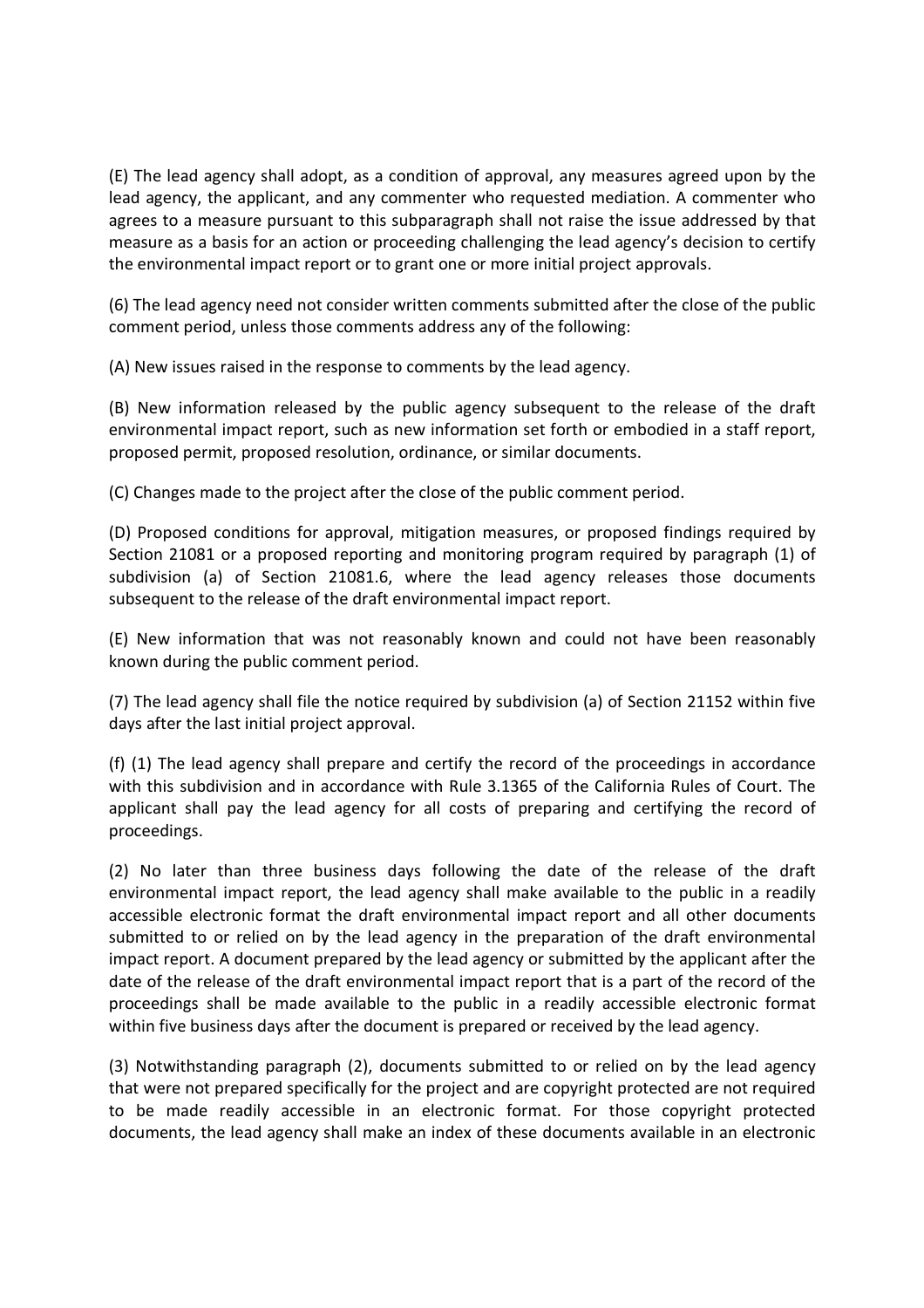(E) The lead agency shall adopt, as a condition of approval, any measures agreed upon by the lead agency, the applicant, and any commenter who requested mediation. A commenter who agrees to a measure pursuant to this subparagraph shall not raise the issue addressed by that measure as a basis for an action or proceeding challenging the lead agency's decision to certify the environmental impact report or to grant one or more initial project approvals.

(6) The lead agency need not consider written comments submitted after the close of the public comment period, unless those comments address any of the following:

(A) New issues raised in the response to comments by the lead agency.

(B) New information released by the public agency subsequent to the release of the draft environmental impact report, such as new information set forth or embodied in a staff report, proposed permit, proposed resolution, ordinance, or similar documents.

(C) Changes made to the project after the close of the public comment period.

(D) Proposed conditions for approval, mitigation measures, or proposed findings required by Section 21081 or a proposed reporting and monitoring program required by paragraph (1) of subdivision (a) of Section 21081.6, where the lead agency releases those documents subsequent to the release of the draft environmental impact report.

(E) New information that was not reasonably known and could not have been reasonably known during the public comment period.

(7) The lead agency shall file the notice required by subdivision (a) of Section 21152 within five days after the last initial project approval.

(f) (1) The lead agency shall prepare and certify the record of the proceedings in accordance with this subdivision and in accordance with Rule 3.1365 of the California Rules of Court. The applicant shall pay the lead agency for all costs of preparing and certifying the record of proceedings.

(2) No later than three business days following the date of the release of the draft environmental impact report, the lead agency shall make available to the public in a readily accessible electronic format the draft environmental impact report and all other documents submitted to or relied on by the lead agency in the preparation of the draft environmental impact report. A document prepared by the lead agency or submitted by the applicant after the date of the release of the draft environmental impact report that is a part of the record of the proceedings shall be made available to the public in a readily accessible electronic format within five business days after the document is prepared or received by the lead agency.

(3) Notwithstanding paragraph (2), documents submitted to or relied on by the lead agency that were not prepared specifically for the project and are copyright protected are not required to be made readily accessible in an electronic format. For those copyright protected documents, the lead agency shall make an index of these documents available in an electronic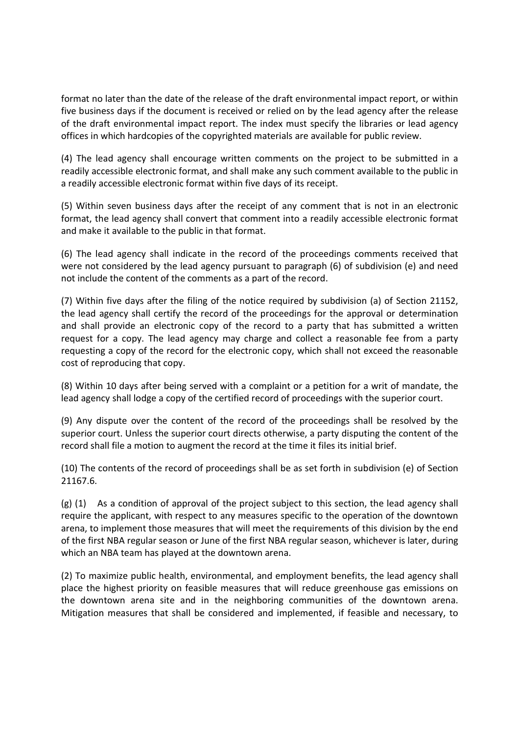format no later than the date of the release of the draft environmental impact report, or within five business days if the document is received or relied on by the lead agency after the release of the draft environmental impact report. The index must specify the libraries or lead agency offices in which hardcopies of the copyrighted materials are available for public review.

(4) The lead agency shall encourage written comments on the project to be submitted in a readily accessible electronic format, and shall make any such comment available to the public in a readily accessible electronic format within five days of its receipt.

(5) Within seven business days after the receipt of any comment that is not in an electronic format, the lead agency shall convert that comment into a readily accessible electronic format and make it available to the public in that format.

(6) The lead agency shall indicate in the record of the proceedings comments received that were not considered by the lead agency pursuant to paragraph (6) of subdivision (e) and need not include the content of the comments as a part of the record.

(7) Within five days after the filing of the notice required by subdivision (a) of Section 21152, the lead agency shall certify the record of the proceedings for the approval or determination and shall provide an electronic copy of the record to a party that has submitted a written request for a copy. The lead agency may charge and collect a reasonable fee from a party requesting a copy of the record for the electronic copy, which shall not exceed the reasonable cost of reproducing that copy.

(8) Within 10 days after being served with a complaint or a petition for a writ of mandate, the lead agency shall lodge a copy of the certified record of proceedings with the superior court.

(9) Any dispute over the content of the record of the proceedings shall be resolved by the superior court. Unless the superior court directs otherwise, a party disputing the content of the record shall file a motion to augment the record at the time it files its initial brief.

(10) The contents of the record of proceedings shall be as set forth in subdivision (e) of Section 21167.6.

(g) (1) As a condition of approval of the project subject to this section, the lead agency shall require the applicant, with respect to any measures specific to the operation of the downtown arena, to implement those measures that will meet the requirements of this division by the end of the first NBA regular season or June of the first NBA regular season, whichever is later, during which an NBA team has played at the downtown arena.

(2) To maximize public health, environmental, and employment benefits, the lead agency shall place the highest priority on feasible measures that will reduce greenhouse gas emissions on the downtown arena site and in the neighboring communities of the downtown arena. Mitigation measures that shall be considered and implemented, if feasible and necessary, to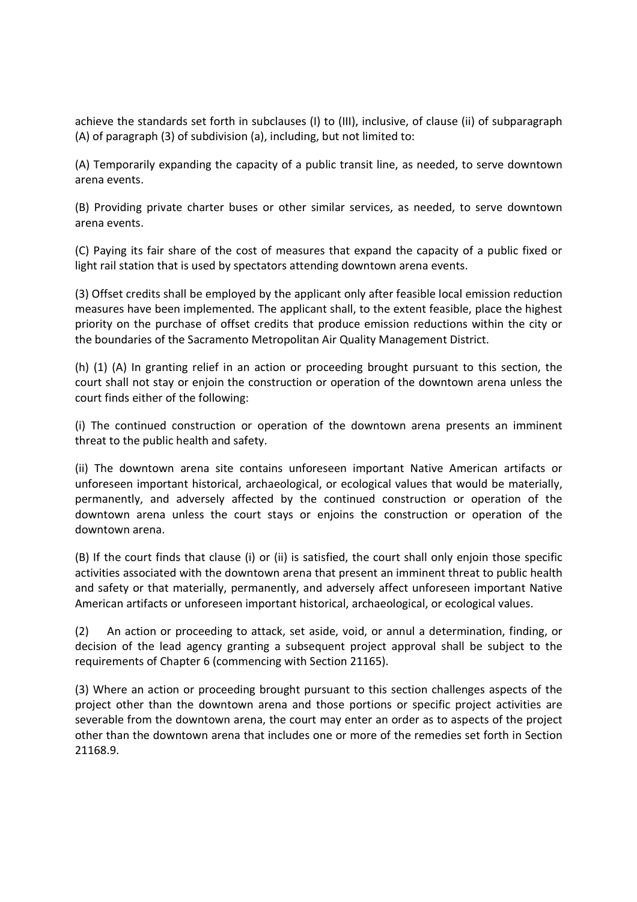achieve the standards set forth in subclauses (I) to (III), inclusive, of clause (ii) of subparagraph (A) of paragraph (3) of subdivision (a), including, but not limited to:

(A) Temporarily expanding the capacity of a public transit line, as needed, to serve downtown arena events.

(B) Providing private charter buses or other similar services, as needed, to serve downtown arena events.

(C) Paying its fair share of the cost of measures that expand the capacity of a public fixed or light rail station that is used by spectators attending downtown arena events.

(3) Offset credits shall be employed by the applicant only after feasible local emission reduction measures have been implemented. The applicant shall, to the extent feasible, place the highest priority on the purchase of offset credits that produce emission reductions within the city or the boundaries of the Sacramento Metropolitan Air Quality Management District.

(h) (1) (A) In granting relief in an action or proceeding brought pursuant to this section, the court shall not stay or enjoin the construction or operation of the downtown arena unless the court finds either of the following:

(i) The continued construction or operation of the downtown arena presents an imminent threat to the public health and safety.

(ii) The downtown arena site contains unforeseen important Native American artifacts or unforeseen important historical, archaeological, or ecological values that would be materially, permanently, and adversely affected by the continued construction or operation of the downtown arena unless the court stays or enjoins the construction or operation of the downtown arena.

(B) If the court finds that clause (i) or (ii) is satisfied, the court shall only enjoin those specific activities associated with the downtown arena that present an imminent threat to public health and safety or that materially, permanently, and adversely affect unforeseen important Native American artifacts or unforeseen important historical, archaeological, or ecological values.

(2) An action or proceeding to attack, set aside, void, or annul a determination, finding, or decision of the lead agency granting a subsequent project approval shall be subject to the requirements of Chapter 6 (commencing with Section 21165).

(3) Where an action or proceeding brought pursuant to this section challenges aspects of the project other than the downtown arena and those portions or specific project activities are severable from the downtown arena, the court may enter an order as to aspects of the project other than the downtown arena that includes one or more of the remedies set forth in Section 21168.9.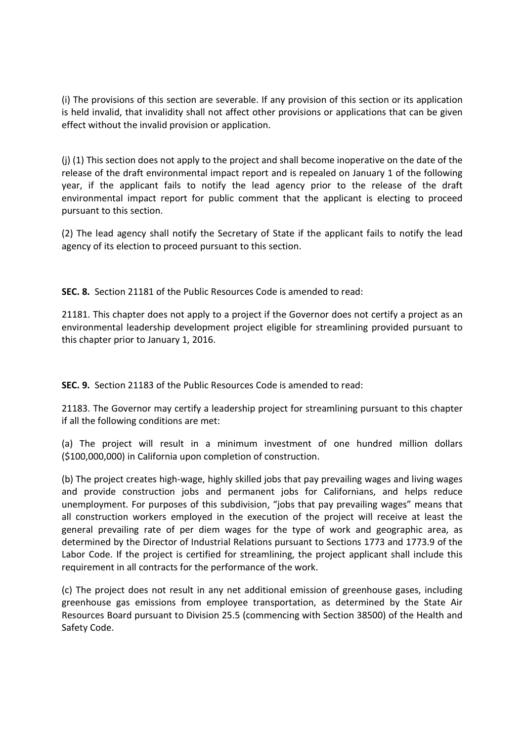(i) The provisions of this section are severable. If any provision of this section or its application is held invalid, that invalidity shall not affect other provisions or applications that can be given effect without the invalid provision or application.

(j) (1) This section does not apply to the project and shall become inoperative on the date of the release of the draft environmental impact report and is repealed on January 1 of the following year, if the applicant fails to notify the lead agency prior to the release of the draft environmental impact report for public comment that the applicant is electing to proceed pursuant to this section.

(2) The lead agency shall notify the Secretary of State if the applicant fails to notify the lead agency of its election to proceed pursuant to this section.

**SEC. 8.** Section 21181 of the Public Resources Code is amended to read:

21181. This chapter does not apply to a project if the Governor does not certify a project as an environmental leadership development project eligible for streamlining provided pursuant to this chapter prior to January 1, 2016.

**SEC. 9.** Section 21183 of the Public Resources Code is amended to read:

21183. The Governor may certify a leadership project for streamlining pursuant to this chapter if all the following conditions are met:

(a) The project will result in a minimum investment of one hundred million dollars ($100,000,000) in California upon completion of construction.

(b) The project creates high-wage, highly skilled jobs that pay prevailing wages and living wages and provide construction jobs and permanent jobs for Californians, and helps reduce unemployment. For purposes of this subdivision, "jobs that pay prevailing wages" means that all construction workers employed in the execution of the project will receive at least the general prevailing rate of per diem wages for the type of work and geographic area, as determined by the Director of Industrial Relations pursuant to Sections 1773 and 1773.9 of the Labor Code. If the project is certified for streamlining, the project applicant shall include this requirement in all contracts for the performance of the work.

(c) The project does not result in any net additional emission of greenhouse gases, including greenhouse gas emissions from employee transportation, as determined by the State Air Resources Board pursuant to Division 25.5 (commencing with Section 38500) of the Health and Safety Code.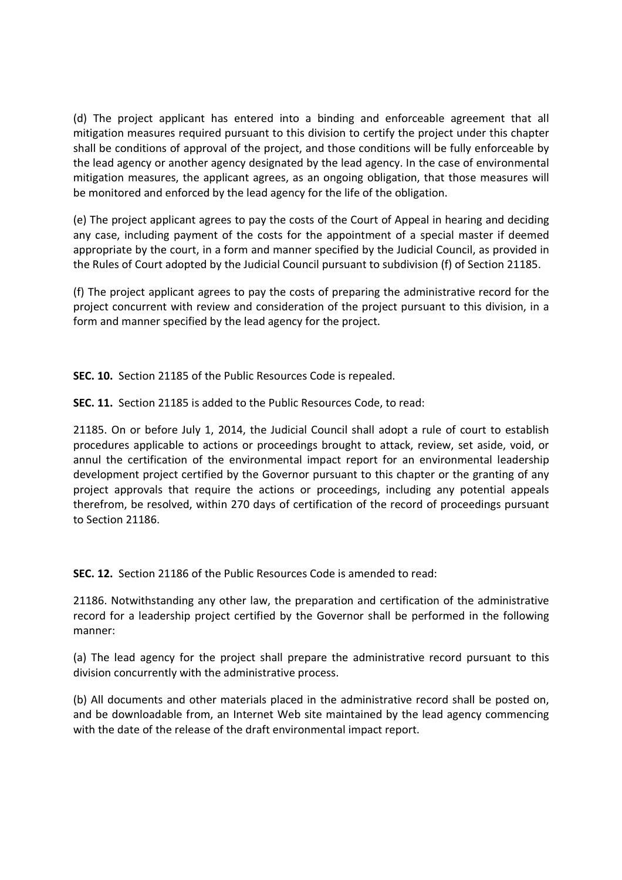(d) The project applicant has entered into a binding and enforceable agreement that all mitigation measures required pursuant to this division to certify the project under this chapter shall be conditions of approval of the project, and those conditions will be fully enforceable by the lead agency or another agency designated by the lead agency. In the case of environmental mitigation measures, the applicant agrees, as an ongoing obligation, that those measures will be monitored and enforced by the lead agency for the life of the obligation.

(e) The project applicant agrees to pay the costs of the Court of Appeal in hearing and deciding any case, including payment of the costs for the appointment of a special master if deemed appropriate by the court, in a form and manner specified by the Judicial Council, as provided in the Rules of Court adopted by the Judicial Council pursuant to subdivision (f) of Section 21185.

(f) The project applicant agrees to pay the costs of preparing the administrative record for the project concurrent with review and consideration of the project pursuant to this division, in a form and manner specified by the lead agency for the project.

**SEC. 10.** Section 21185 of the Public Resources Code is repealed.

**SEC. 11.** Section 21185 is added to the Public Resources Code, to read:

21185. On or before July 1, 2014, the Judicial Council shall adopt a rule of court to establish procedures applicable to actions or proceedings brought to attack, review, set aside, void, or annul the certification of the environmental impact report for an environmental leadership development project certified by the Governor pursuant to this chapter or the granting of any project approvals that require the actions or proceedings, including any potential appeals therefrom, be resolved, within 270 days of certification of the record of proceedings pursuant to Section 21186.

**SEC. 12.** Section 21186 of the Public Resources Code is amended to read:

21186. Notwithstanding any other law, the preparation and certification of the administrative record for a leadership project certified by the Governor shall be performed in the following manner:

(a) The lead agency for the project shall prepare the administrative record pursuant to this division concurrently with the administrative process.

(b) All documents and other materials placed in the administrative record shall be posted on, and be downloadable from, an Internet Web site maintained by the lead agency commencing with the date of the release of the draft environmental impact report.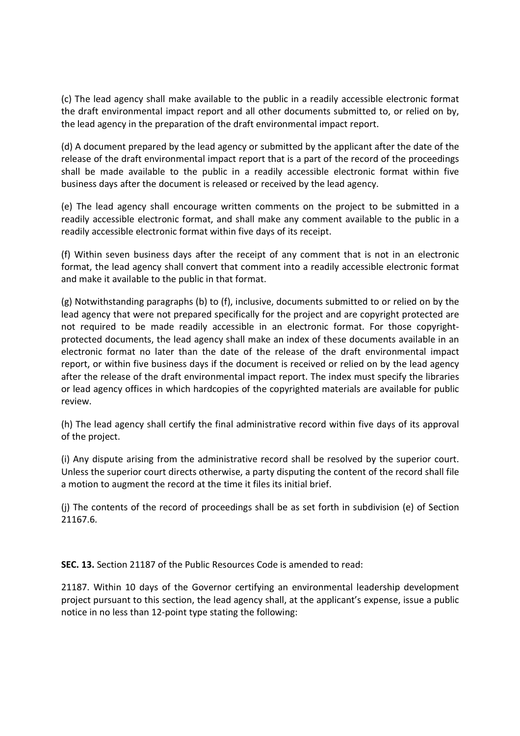(c) The lead agency shall make available to the public in a readily accessible electronic format the draft environmental impact report and all other documents submitted to, or relied on by, the lead agency in the preparation of the draft environmental impact report.

(d) A document prepared by the lead agency or submitted by the applicant after the date of the release of the draft environmental impact report that is a part of the record of the proceedings shall be made available to the public in a readily accessible electronic format within five business days after the document is released or received by the lead agency.

(e) The lead agency shall encourage written comments on the project to be submitted in a readily accessible electronic format, and shall make any comment available to the public in a readily accessible electronic format within five days of its receipt.

(f) Within seven business days after the receipt of any comment that is not in an electronic format, the lead agency shall convert that comment into a readily accessible electronic format and make it available to the public in that format.

(g) Notwithstanding paragraphs (b) to (f), inclusive, documents submitted to or relied on by the lead agency that were not prepared specifically for the project and are copyright protected are not required to be made readily accessible in an electronic format. For those copyright-protected documents, the lead agency shall make an index of these documents available in an electronic format no later than the date of the release of the draft environmental impact report, or within five business days if the document is received or relied on by the lead agency after the release of the draft environmental impact report. The index must specify the libraries or lead agency offices in which hardcopies of the copyrighted materials are available for public review.

(h) The lead agency shall certify the final administrative record within five days of its approval of the project.

(i) Any dispute arising from the administrative record shall be resolved by the superior court. Unless the superior court directs otherwise, a party disputing the content of the record shall file a motion to augment the record at the time it files its initial brief.

(j) The contents of the record of proceedings shall be as set forth in subdivision (e) of Section 21167.6.

**SEC. 13.** Section 21187 of the Public Resources Code is amended to read:

21187. Within 10 days of the Governor certifying an environmental leadership development project pursuant to this section, the lead agency shall, at the applicant's expense, issue a public notice in no less than 12-point type stating the following: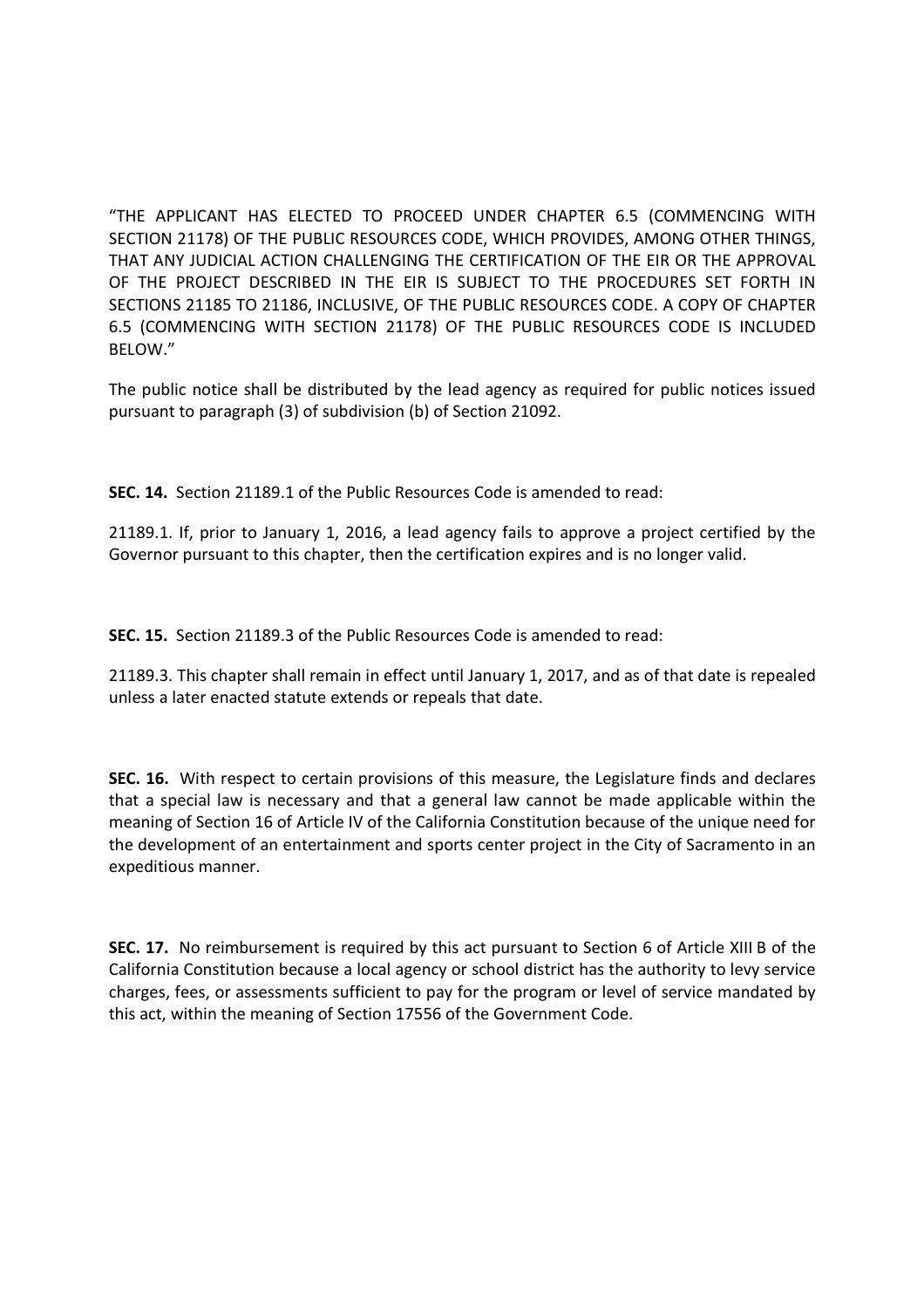“THE APPLICANT HAS ELECTED TO PROCEED UNDER CHAPTER 6.5 (COMMENCING WITH SECTION 21178) OF THE PUBLIC RESOURCES CODE, WHICH PROVIDES, AMONG OTHER THINGS, THAT ANY JUDICIAL ACTION CHALLENGING THE CERTIFICATION OF THE EIR OR THE APPROVAL OF THE PROJECT DESCRIBED IN THE EIR IS SUBJECT TO THE PROCEDURES SET FORTH IN SECTIONS 21185 TO 21186, INCLUSIVE, OF THE PUBLIC RESOURCES CODE. A COPY OF CHAPTER 6.5 (COMMENCING WITH SECTION 21178) OF THE PUBLIC RESOURCES CODE IS INCLUDED BELOW.”

The public notice shall be distributed by the lead agency as required for public notices issued pursuant to paragraph (3) of subdivision (b) of Section 21092.

**SEC. 14.** Section 21189.1 of the Public Resources Code is amended to read:

21189.1. If, prior to January 1, 2016, a lead agency fails to approve a project certified by the Governor pursuant to this chapter, then the certification expires and is no longer valid.

**SEC. 15.** Section 21189.3 of the Public Resources Code is amended to read:

21189.3. This chapter shall remain in effect until January 1, 2017, and as of that date is repealed unless a later enacted statute extends or repeals that date.

**SEC. 16.** With respect to certain provisions of this measure, the Legislature finds and declares that a special law is necessary and that a general law cannot be made applicable within the meaning of Section 16 of Article IV of the California Constitution because of the unique need for the development of an entertainment and sports center project in the City of Sacramento in an expeditious manner.

**SEC. 17.** No reimbursement is required by this act pursuant to Section 6 of Article XIII B of the California Constitution because a local agency or school district has the authority to levy service charges, fees, or assessments sufficient to pay for the program or level of service mandated by this act, within the meaning of Section 17556 of the Government Code.